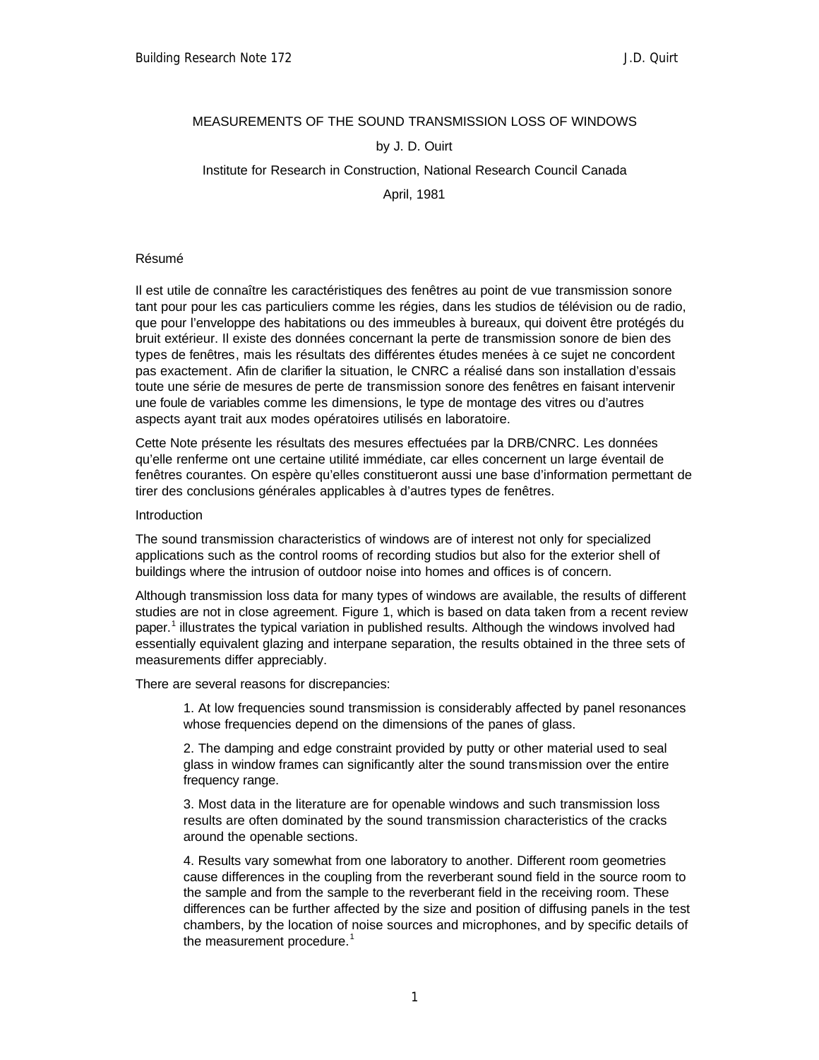MEASUREMENTS OF THE SOUND TRANSMISSION LOSS OF WINDOWS

by J. D. Ouirt

Institute for Research in Construction, National Research Council Canada

April, 1981

## Résumé

Il est utile de connaître les caractéristiques des fenêtres au point de vue transmission sonore tant pour pour les cas particuliers comme les régies, dans les studios de télévision ou de radio, que pour l'enveloppe des habitations ou des immeubles à bureaux, qui doivent être protégés du bruit extérieur. Il existe des données concernant la perte de transmission sonore de bien des types de fenêtres, mais les résultats des différentes études menées à ce sujet ne concordent pas exactement. Afin de clarifier la situation, le CNRC a réalisé dans son installation d'essais toute une série de mesures de perte de transmission sonore des fenêtres en faisant intervenir une foule de variables comme les dimensions, le type de montage des vitres ou d'autres aspects ayant trait aux modes opératoires utilisés en laboratoire.

Cette Note présente les résultats des mesures effectuées par la DRB/CNRC. Les données qu'elle renferme ont une certaine utilité immédiate, car elles concernent un large éventail de fenêtres courantes. On espère qu'elles constitueront aussi une base d'information permettant de tirer des conclusions générales applicables à d'autres types de fenêtres.

## Introduction

The sound transmission characteristics of windows are of interest not only for specialized applications such as the control rooms of recording studios but also for the exterior shell of buildings where the intrusion of outdoor noise into homes and offices is of concern.

Although transmission loss data for many types of windows are available, the results of different studies are not in close agreement. Figure 1, which is based on data taken from a recent review paper.[1] illustrates the typical variation in published results. Although the windows involved had essentially equivalent glazing and interpane separation, the results obtained in the three sets of measurements differ appreciably.

There are several reasons for discrepancies:

1. At low frequencies sound transmission is considerably affected by panel resonances whose frequencies depend on the dimensions of the panes of glass.

2. The damping and edge constraint provided by putty or other material used to seal glass in window frames can significantly alter the sound transmission over the entire frequency range.

3. Most data in the literature are for openable windows and such transmission loss results are often dominated by the sound transmission characteristics of the cracks around the openable sections.

4. Results vary somewhat from one laboratory to another. Different room geometries cause differences in the coupling from the reverberant sound field in the source room to the sample and from the sample to the reverberant field in the receiving room. These differences can be further affected by the size and position of diffusing panels in the test chambers, by the location of noise sources and microphones, and by specific details of the measurement procedure.[1]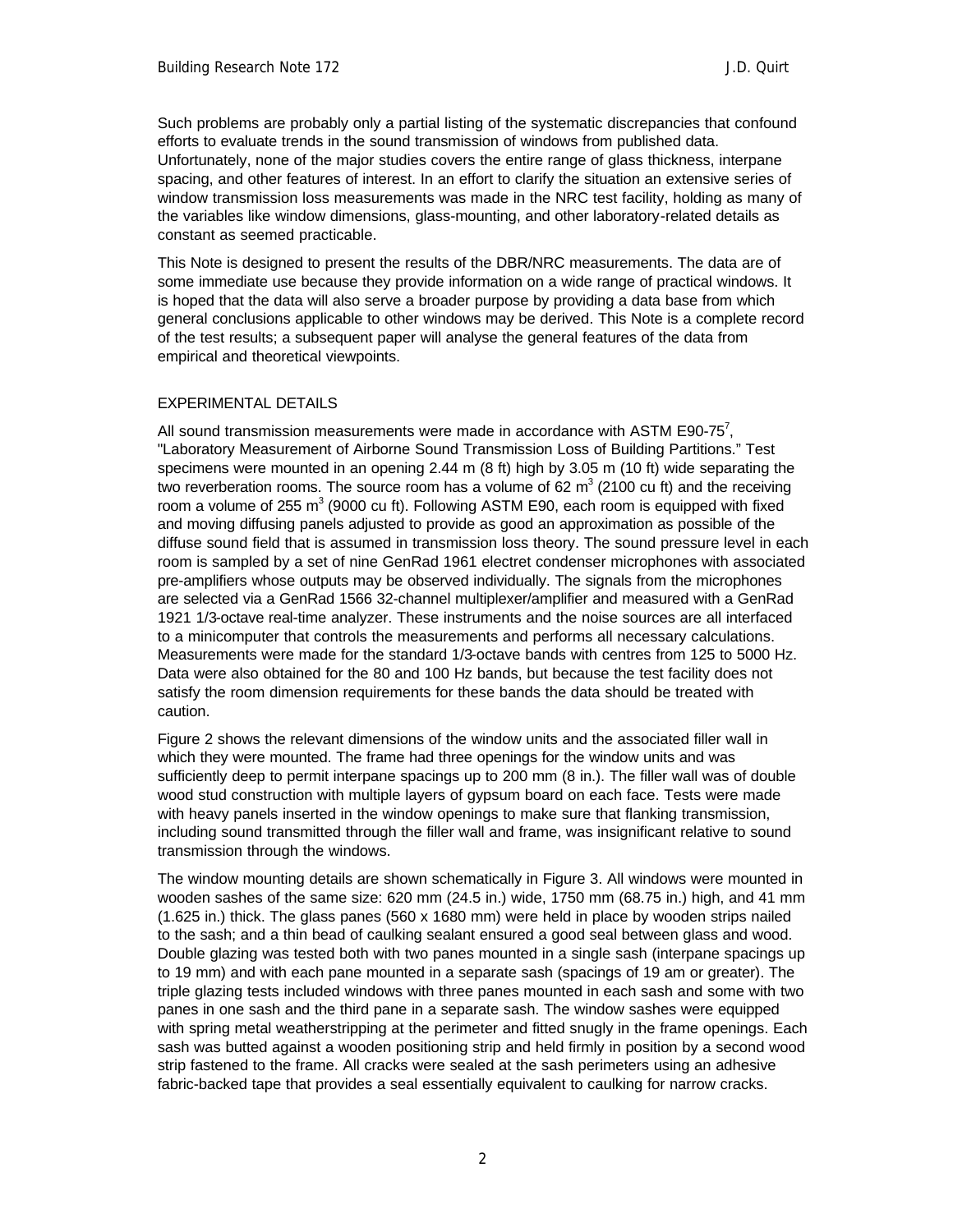Such problems are probably only a partial listing of the systematic discrepancies that confound efforts to evaluate trends in the sound transmission of windows from published data. Unfortunately, none of the major studies covers the entire range of glass thickness, interpane spacing, and other features of interest. In an effort to clarify the situation an extensive series of window transmission loss measurements was made in the NRC test facility, holding as many of the variables like window dimensions, glass-mounting, and other laboratory-related details as constant as seemed practicable.

This Note is designed to present the results of the DBR/NRC measurements. The data are of some immediate use because they provide information on a wide range of practical windows. It is hoped that the data will also serve a broader purpose by providing a data base from which general conclusions applicable to other windows may be derived. This Note is a complete record of the test results; a subsequent paper will analyse the general features of the data from empirical and theoretical viewpoints.

## EXPERIMENTAL DETAILS

All sound transmission measurements were made in accordance with ASTM E90-75[7], "Laboratory Measurement of Airborne Sound Transmission Loss of Building Partitions." Test specimens were mounted in an opening 2.44 m (8 ft) high by 3.05 m (10 ft) wide separating the two reverberation rooms. The source room has a volume of 62 $m^3$ (2100 cu ft) and the receiving room a volume of 255 $m^3$ (9000 cu ft). Following ASTM E90, each room is equipped with fixed and moving diffusing panels adjusted to provide as good an approximation as possible of the diffuse sound field that is assumed in transmission loss theory. The sound pressure level in each room is sampled by a set of nine GenRad 1961 electret condenser microphones with associated pre-amplifiers whose outputs may be observed individually. The signals from the microphones are selected via a GenRad 1566 32-channel multiplexer/amplifier and measured with a GenRad 1921 1/3-octave real-time analyzer. These instruments and the noise sources are all interfaced to a minicomputer that controls the measurements and performs all necessary calculations. Measurements were made for the standard 1/3-octave bands with centres from 125 to 5000 Hz. Data were also obtained for the 80 and 100 Hz bands, but because the test facility does not satisfy the room dimension requirements for these bands the data should be treated with caution.

Figure 2 shows the relevant dimensions of the window units and the associated filler wall in which they were mounted. The frame had three openings for the window units and was sufficiently deep to permit interpane spacings up to 200 mm (8 in.). The filler wall was of double wood stud construction with multiple layers of gypsum board on each face. Tests were made with heavy panels inserted in the window openings to make sure that flanking transmission, including sound transmitted through the filler wall and frame, was insignificant relative to sound transmission through the windows.

The window mounting details are shown schematically in Figure 3. All windows were mounted in wooden sashes of the same size: 620 mm (24.5 in.) wide, 1750 mm (68.75 in.) high, and 41 mm (1.625 in.) thick. The glass panes (560 x 1680 mm) were held in place by wooden strips nailed to the sash; and a thin bead of caulking sealant ensured a good seal between glass and wood. Double glazing was tested both with two panes mounted in a single sash (interpane spacings up to 19 mm) and with each pane mounted in a separate sash (spacings of 19 am or greater). The triple glazing tests included windows with three panes mounted in each sash and some with two panes in one sash and the third pane in a separate sash. The window sashes were equipped with spring metal weatherstripping at the perimeter and fitted snugly in the frame openings. Each sash was butted against a wooden positioning strip and held firmly in position by a second wood strip fastened to the frame. All cracks were sealed at the sash perimeters using an adhesive fabric-backed tape that provides a seal essentially equivalent to caulking for narrow cracks.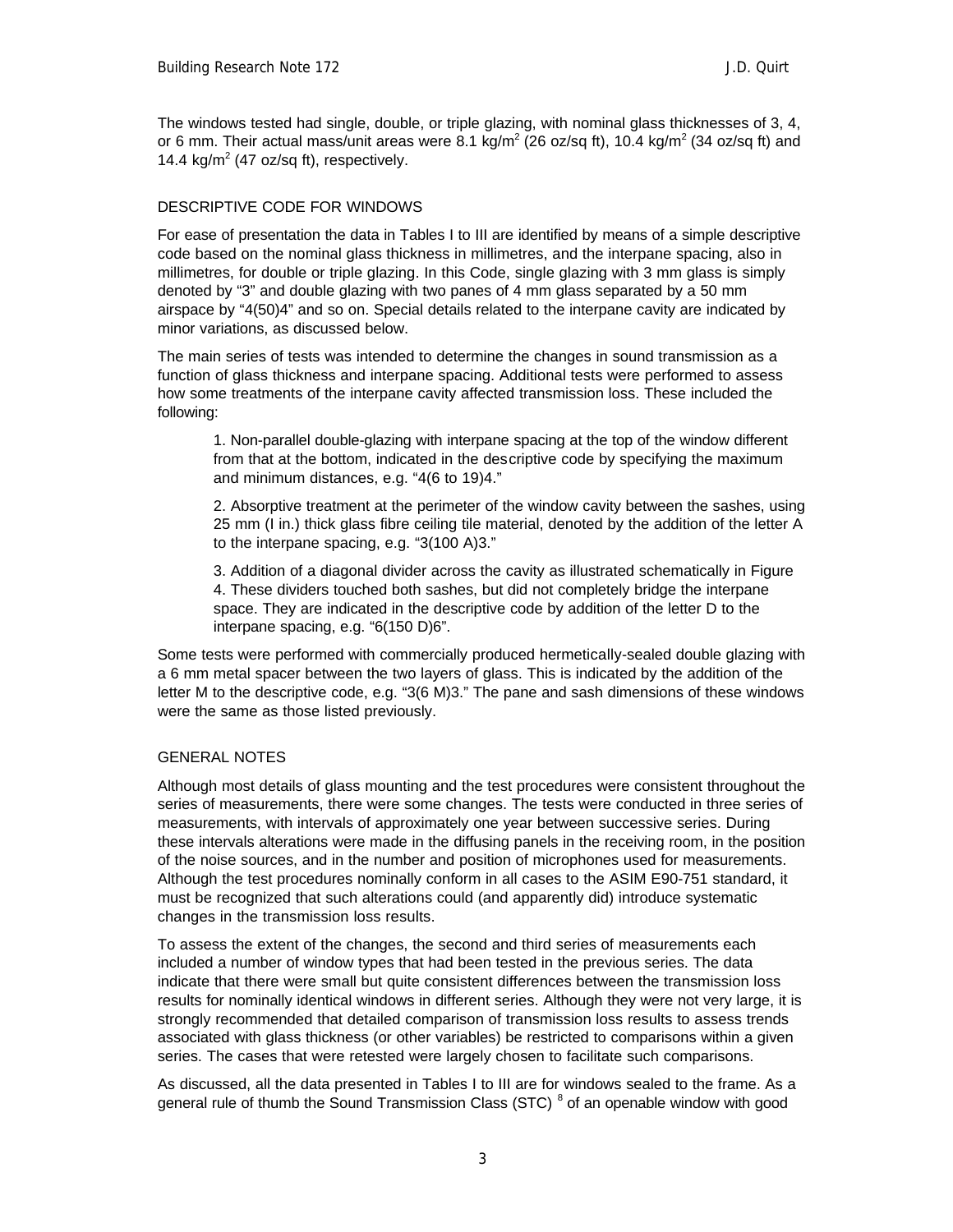The windows tested had single, double, or triple glazing, with nominal glass thicknesses of 3, 4, or 6 mm. Their actual mass/unit areas were 8.1 kg/m$^2$ (26 oz/sq ft), 10.4 kg/m$^2$ (34 oz/sq ft) and 14.4 kg/m$^2$ (47 oz/sq ft), respectively.

## DESCRIPTIVE CODE FOR WINDOWS

For ease of presentation the data in Tables I to III are identified by means of a simple descriptive code based on the nominal glass thickness in millimetres, and the interpane spacing, also in millimetres, for double or triple glazing. In this Code, single glazing with 3 mm glass is simply denoted by "3" and double glazing with two panes of 4 mm glass separated by a 50 mm airspace by "4(50)4" and so on. Special details related to the interpane cavity are indicated by minor variations, as discussed below.

The main series of tests was intended to determine the changes in sound transmission as a function of glass thickness and interpane spacing. Additional tests were performed to assess how some treatments of the interpane cavity affected transmission loss. These included the following:

1. Non-parallel double-glazing with interpane spacing at the top of the window different from that at the bottom, indicated in the descriptive code by specifying the maximum and minimum distances, e.g. "4(6 to 19)4."

2. Absorptive treatment at the perimeter of the window cavity between the sashes, using 25 mm (I in.) thick glass fibre ceiling tile material, denoted by the addition of the letter A to the interpane spacing, e.g. "3(100 A)3."

3. Addition of a diagonal divider across the cavity as illustrated schematically in Figure 4. These dividers touched both sashes, but did not completely bridge the interpane space. They are indicated in the descriptive code by addition of the letter D to the interpane spacing, e.g. "6(150 D)6".

Some tests were performed with commercially produced hermetically-sealed double glazing with a 6 mm metal spacer between the two layers of glass. This is indicated by the addition of the letter M to the descriptive code, e.g. "3(6 M)3." The pane and sash dimensions of these windows were the same as those listed previously.

## GENERAL NOTES

Although most details of glass mounting and the test procedures were consistent throughout the series of measurements, there were some changes. The tests were conducted in three series of measurements, with intervals of approximately one year between successive series. During these intervals alterations were made in the diffusing panels in the receiving room, in the position of the noise sources, and in the number and position of microphones used for measurements. Although the test procedures nominally conform in all cases to the ASIM E90-751 standard, it must be recognized that such alterations could (and apparently did) introduce systematic changes in the transmission loss results.

To assess the extent of the changes, the second and third series of measurements each included a number of window types that had been tested in the previous series. The data indicate that there were small but quite consistent differences between the transmission loss results for nominally identical windows in different series. Although they were not very large, it is strongly recommended that detailed comparison of transmission loss results to assess trends associated with glass thickness (or other variables) be restricted to comparisons within a given series. The cases that were retested were largely chosen to facilitate such comparisons.

As discussed, all the data presented in Tables I to III are for windows sealed to the frame. As a general rule of thumb the Sound Transmission Class (STC) [8] of an openable window with good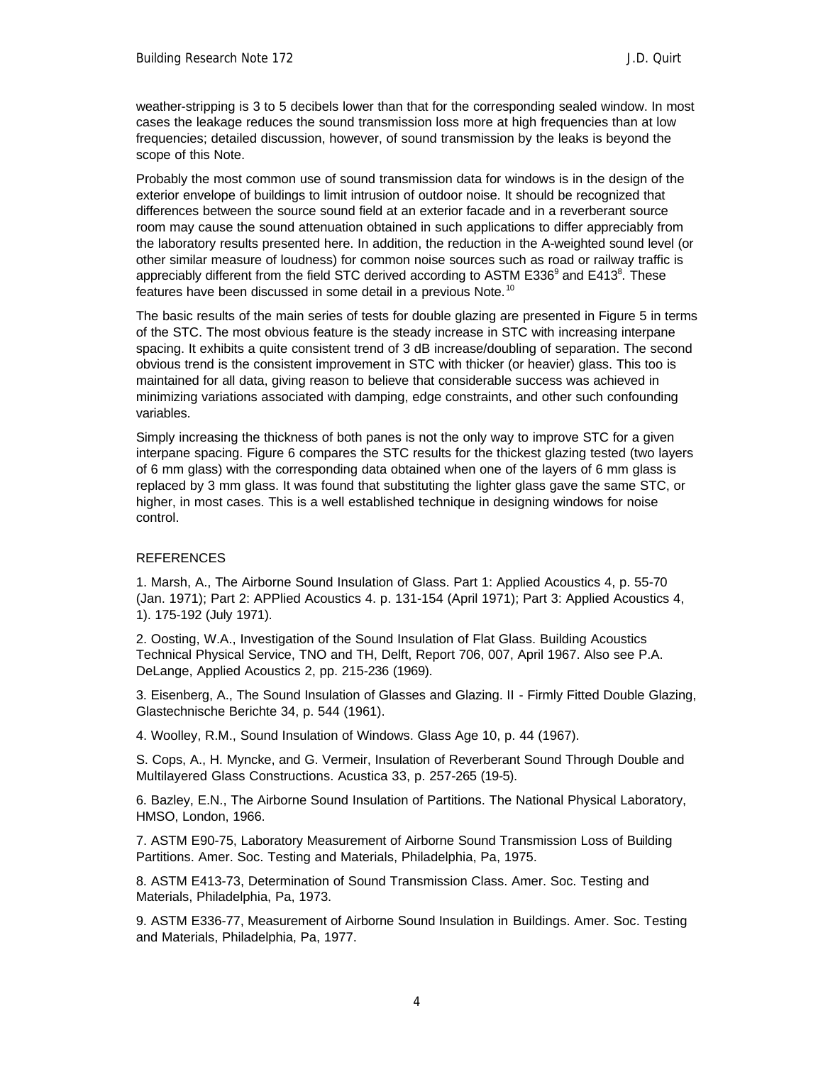weather-stripping is 3 to 5 decibels lower than that for the corresponding sealed window. In most cases the leakage reduces the sound transmission loss more at high frequencies than at low frequencies; detailed discussion, however, of sound transmission by the leaks is beyond the scope of this Note.

Probably the most common use of sound transmission data for windows is in the design of the exterior envelope of buildings to limit intrusion of outdoor noise. It should be recognized that differences between the source sound field at an exterior facade and in a reverberant source room may cause the sound attenuation obtained in such applications to differ appreciably from the laboratory results presented here. In addition, the reduction in the A-weighted sound level (or other similar measure of loudness) for common noise sources such as road or railway traffic is appreciably different from the field STC derived according to ASTM E336[9] and E413[8]. These features have been discussed in some detail in a previous Note.[10]

The basic results of the main series of tests for double glazing are presented in Figure 5 in terms of the STC. The most obvious feature is the steady increase in STC with increasing interpane spacing. It exhibits a quite consistent trend of 3 dB increase/doubling of separation. The second obvious trend is the consistent improvement in STC with thicker (or heavier) glass. This too is maintained for all data, giving reason to believe that considerable success was achieved in minimizing variations associated with damping, edge constraints, and other such confounding variables.

Simply increasing the thickness of both panes is not the only way to improve STC for a given interpane spacing. Figure 6 compares the STC results for the thickest glazing tested (two layers of 6 mm glass) with the corresponding data obtained when one of the layers of 6 mm glass is replaced by 3 mm glass. It was found that substituting the lighter glass gave the same STC, or higher, in most cases. This is a well established technique in designing windows for noise control.

## REFERENCES

1. Marsh, A., The Airborne Sound Insulation of Glass. Part 1: Applied Acoustics 4, p. 55-70 (Jan. 1971); Part 2: APPlied Acoustics 4. p. 131-154 (April 1971); Part 3: Applied Acoustics 4, 1). 175-192 (July 1971).

2. Oosting, W.A., Investigation of the Sound Insulation of Flat Glass. Building Acoustics Technical Physical Service, TNO and TH, Delft, Report 706, 007, April 1967. Also see P.A. DeLange, Applied Acoustics 2, pp. 215-236 (1969).

3. Eisenberg, A., The Sound Insulation of Glasses and Glazing. II - Firmly Fitted Double Glazing, Glastechnische Berichte 34, p. 544 (1961).

4. Woolley, R.M., Sound Insulation of Windows. Glass Age 10, p. 44 (1967).

S. Cops, A., H. Myncke, and G. Vermeir, Insulation of Reverberant Sound Through Double and Multilayered Glass Constructions. Acustica 33, p. 257-265 (19-5).

6. Bazley, E.N., The Airborne Sound Insulation of Partitions. The National Physical Laboratory, HMSO, London, 1966.

7. ASTM E90-75, Laboratory Measurement of Airborne Sound Transmission Loss of Building Partitions. Amer. Soc. Testing and Materials, Philadelphia, Pa, 1975.

8. ASTM E413-73, Determination of Sound Transmission Class. Amer. Soc. Testing and Materials, Philadelphia, Pa, 1973.

9. ASTM E336-77, Measurement of Airborne Sound Insulation in Buildings. Amer. Soc. Testing and Materials, Philadelphia, Pa, 1977.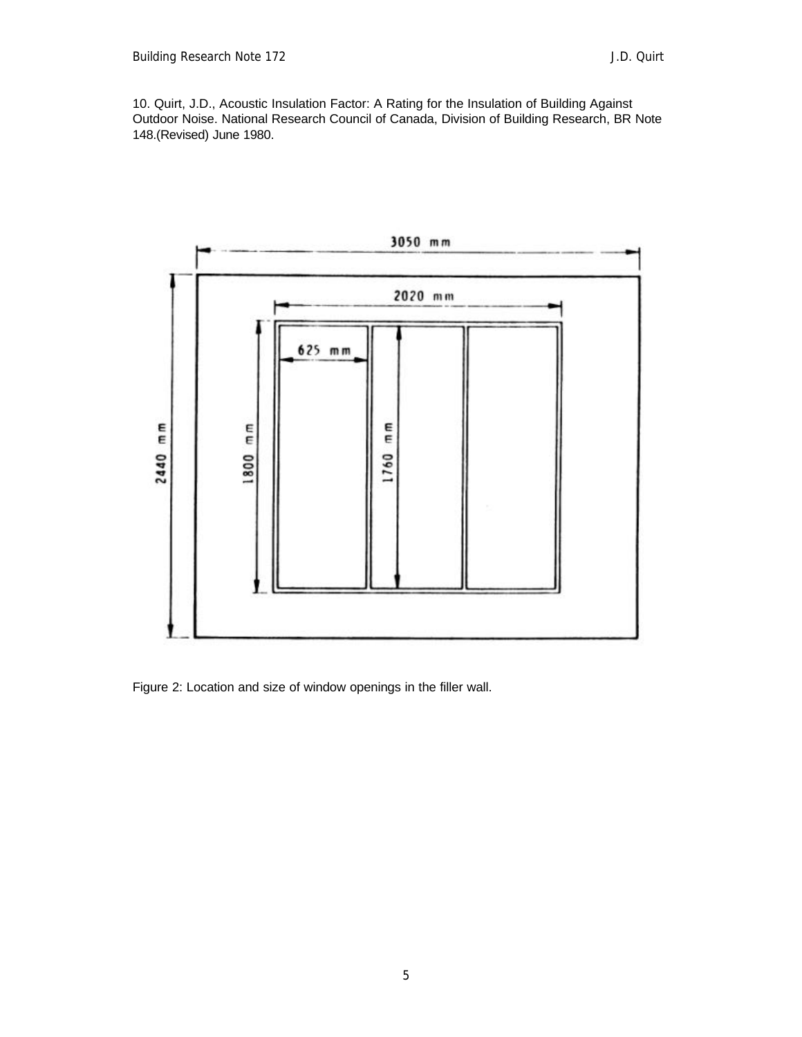10. Quirt, J.D., Acoustic Insulation Factor: A Rating for the Insulation of Building Against Outdoor Noise. National Research Council of Canada, Division of Building Research, BR Note 148.(Revised) June 1980.

Figure 2: Location and size of window openings in the filler wall.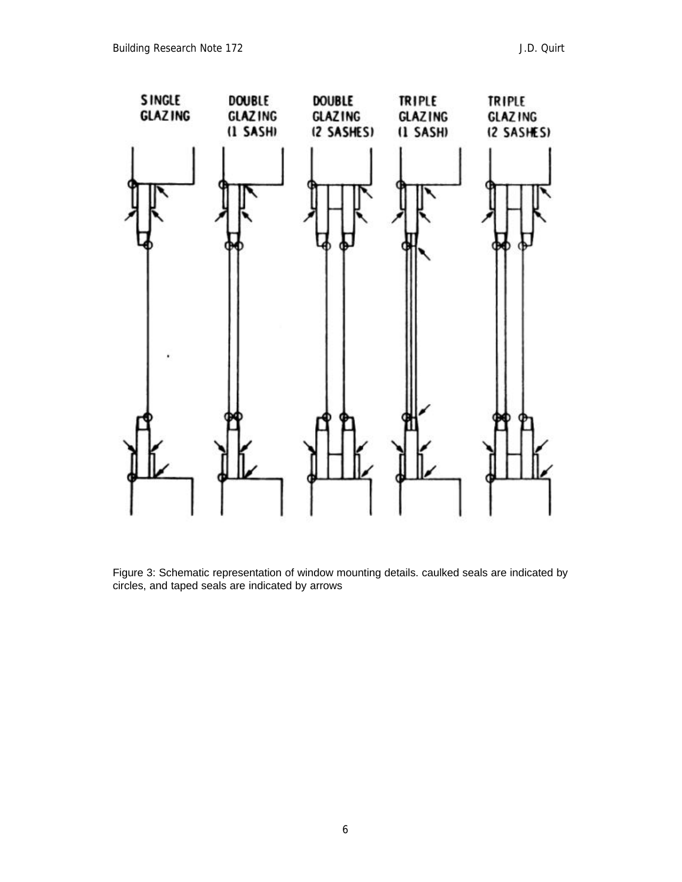SINGLE GLAZING

DOUBLE GLAZING (1 SASH)

DOUBLE GLAZING (2 SASHES)

TRIPLE GLAZING (1 SASH)

TRIPLE GLAZING (2 SASHES)

Figure 3: Schematic representation of window mounting details. caulked seals are indicated by circles, and taped seals are indicated by arrows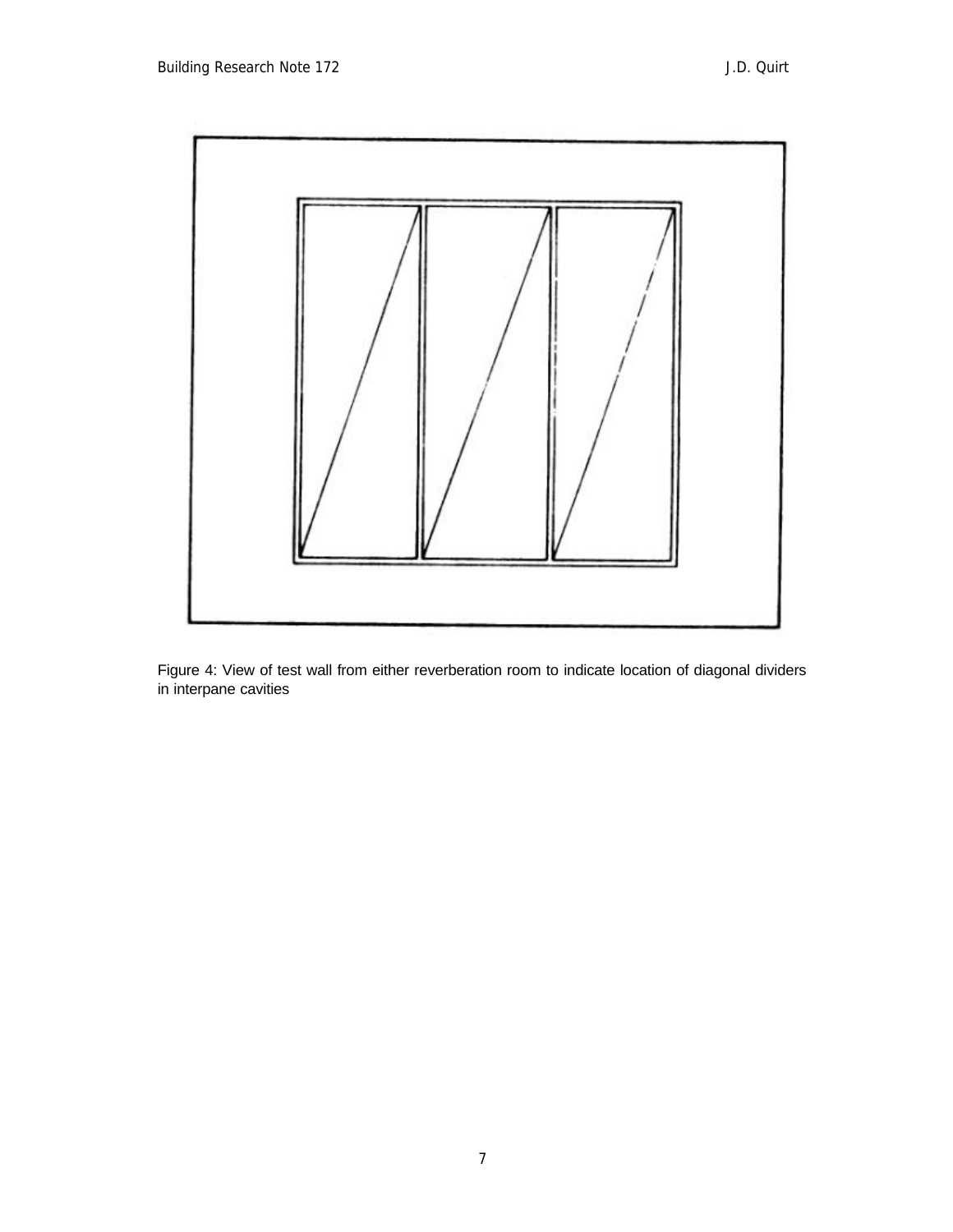Figure 4: View of test wall from either reverberation room to indicate location of diagonal dividers in interpane cavities